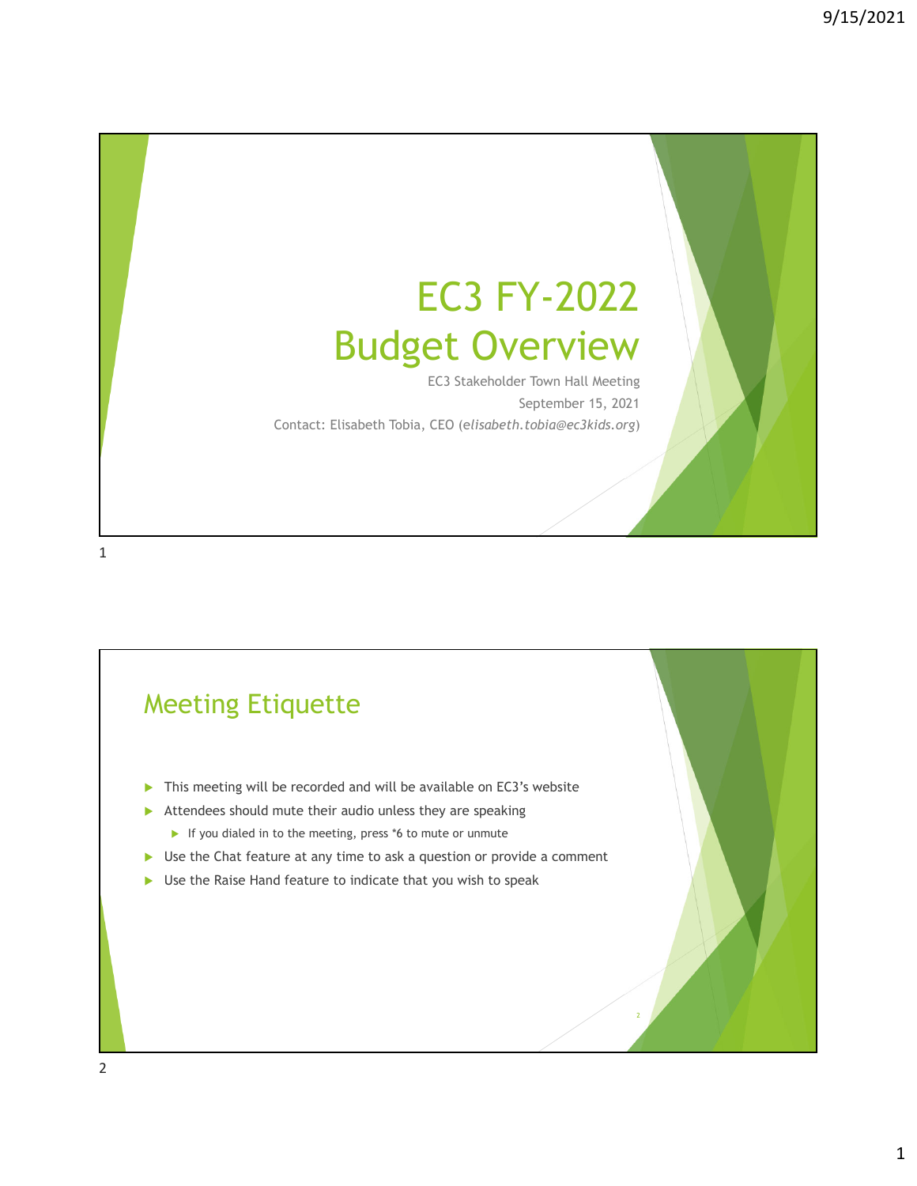# EC3 FY-2022 Budget Overview

EC3 Stakeholder Town Hall Meeting

September 15, 2021

Contact: Elisabeth Tobia, CEO (*elisabeth.tobia@ec3kids.org*)

## Meeting Etiquette

- This meeting will be recorded and will be available on EC3's website
- Attendees should mute their audio unless they are speaking
  - If you dialed in to the meeting, press *6 to mute or unmute
- Use the Chat feature at any time to ask a question or provide a comment
- Use the Raise Hand feature to indicate that you wish to speak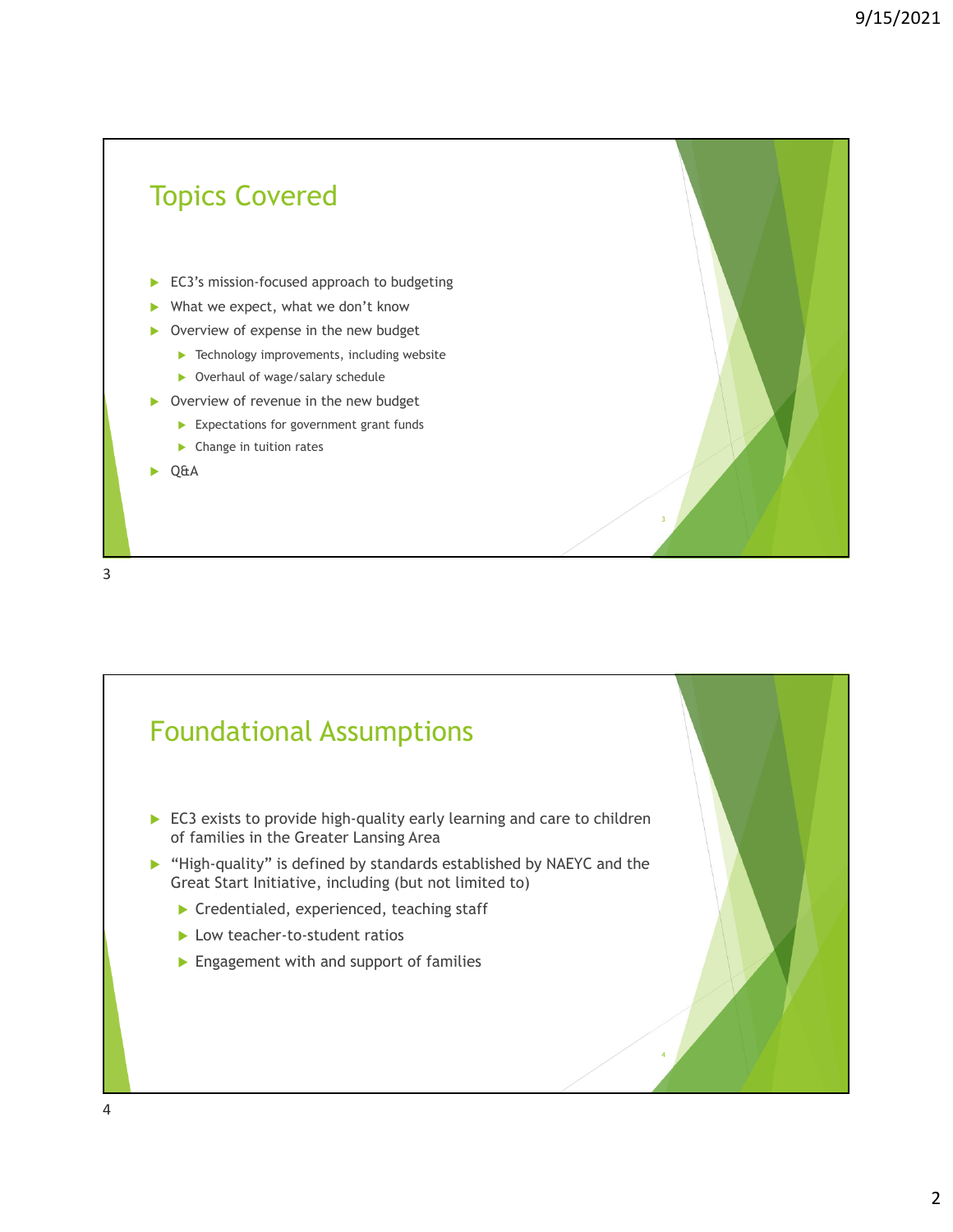## Topics Covered

- EC3's mission-focused approach to budgeting
- What we expect, what we don't know
- Overview of expense in the new budget
  - Technology improvements, including website
  - Overhaul of wage/salary schedule
- Overview of revenue in the new budget
  - Expectations for government grant funds
  - Change in tuition rates
- Q&A

## Foundational Assumptions

- EC3 exists to provide high-quality early learning and care to children of families in the Greater Lansing Area
- "High-quality" is defined by standards established by NAEYC and the Great Start Initiative, including (but not limited to)
  - Credentialed, experienced, teaching staff
  - Low teacher-to-student ratios
  - Engagement with and support of families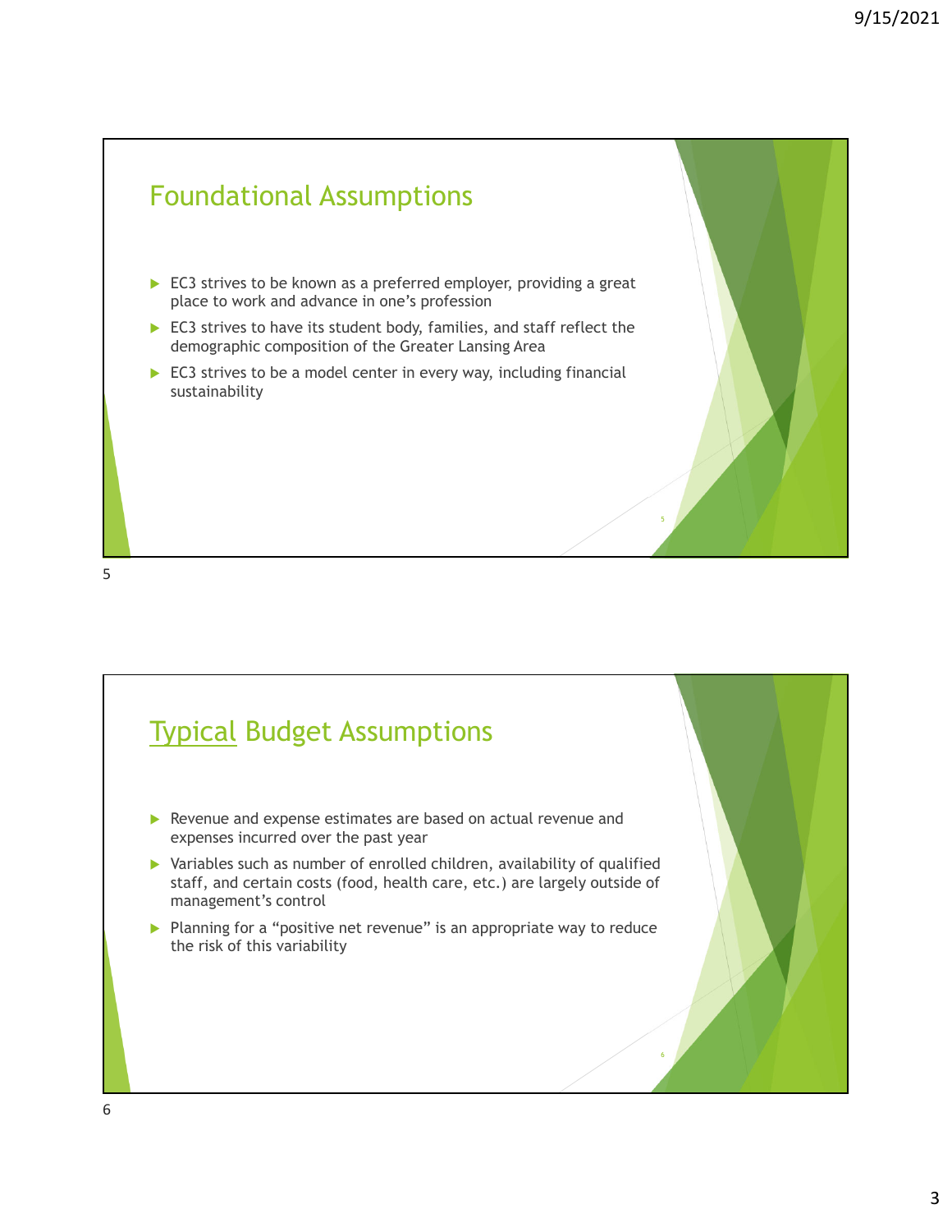## Foundational Assumptions

- EC3 strives to be known as a preferred employer, providing a great place to work and advance in one's profession
- EC3 strives to have its student body, families, and staff reflect the demographic composition of the Greater Lansing Area
- EC3 strives to be a model center in every way, including financial sustainability

## <u>Typical</u> Budget Assumptions

- Revenue and expense estimates are based on actual revenue and expenses incurred over the past year
- Variables such as number of enrolled children, availability of qualified staff, and certain costs (food, health care, etc.) are largely outside of management's control
- Planning for a "positive net revenue" is an appropriate way to reduce the risk of this variability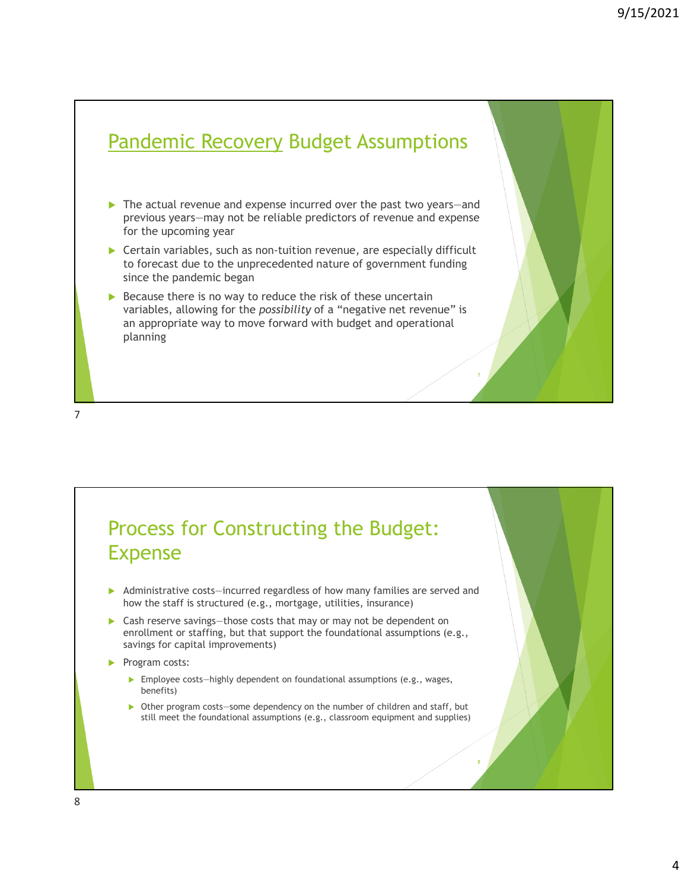## Pandemic Recovery Budget Assumptions

- The actual revenue and expense incurred over the past two years—and previous years—may not be reliable predictors of revenue and expense for the upcoming year
- Certain variables, such as non-tuition revenue, are especially difficult to forecast due to the unprecedented nature of government funding since the pandemic began
- Because there is no way to reduce the risk of these uncertain variables, allowing for the *possibility* of a "negative net revenue" is an appropriate way to move forward with budget and operational planning

## Process for Constructing the Budget: Expense

- Administrative costs—incurred regardless of how many families are served and how the staff is structured (e.g., mortgage, utilities, insurance)
- Cash reserve savings—those costs that may or may not be dependent on enrollment or staffing, but that support the foundational assumptions (e.g., savings for capital improvements)
- Program costs:
  - Employee costs—highly dependent on foundational assumptions (e.g., wages, benefits)
  - Other program costs—some dependency on the number of children and staff, but still meet the foundational assumptions (e.g., classroom equipment and supplies)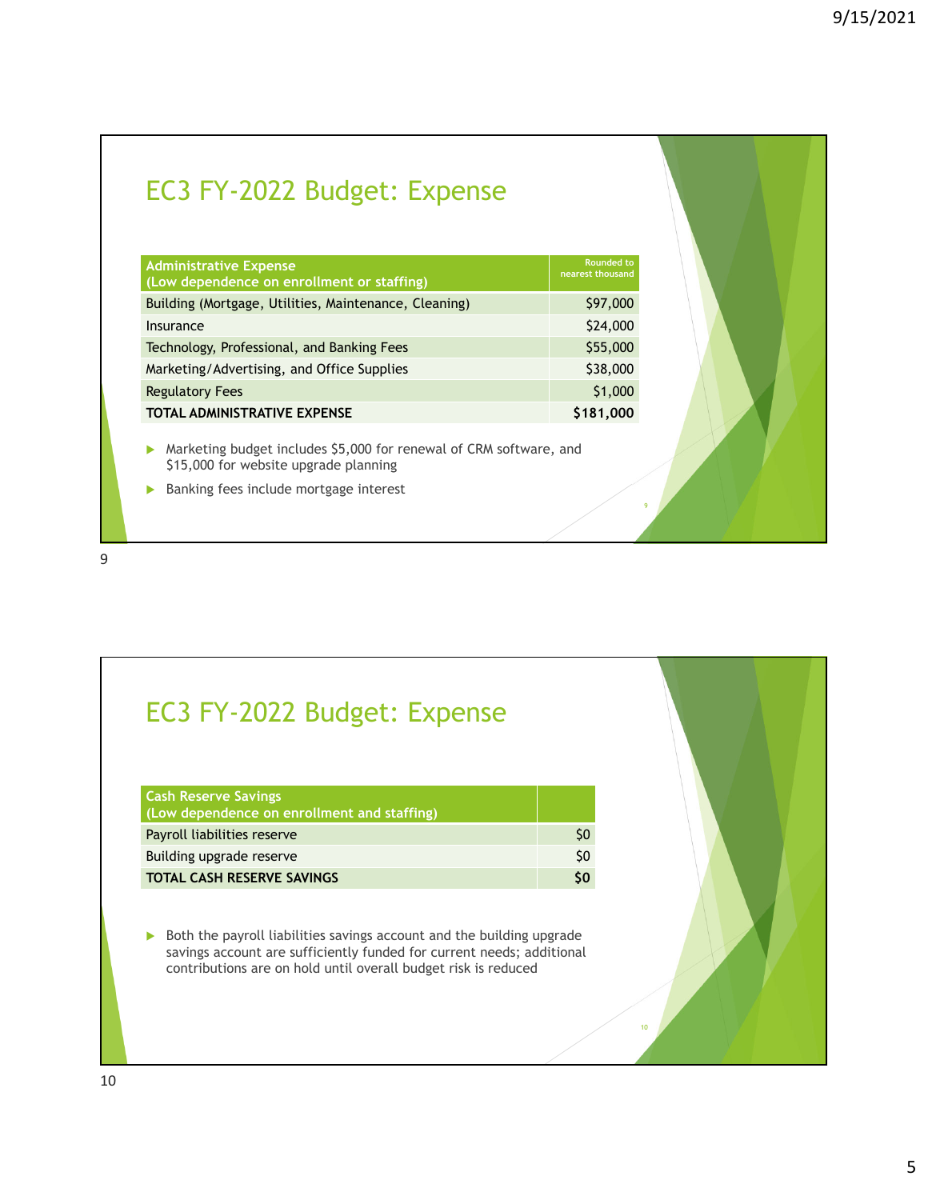## EC3 FY-2022 Budget: Expense

| Administrative Expense (Low dependence on enrollment or staffing) | Rounded to nearest thousand |
|---|---|
| Building (Mortgage, Utilities, Maintenance, Cleaning) | $97,000 |
| Insurance | $24,000 |
| Technology, Professional, and Banking Fees | $55,000 |
| Marketing/Advertising, and Office Supplies | $38,000 |
| Regulatory Fees | $1,000 |
| **TOTAL ADMINISTRATIVE EXPENSE** | **$181,000** |

- Marketing budget includes $5,000 for renewal of CRM software, and $15,000 for website upgrade planning
- Banking fees include mortgage interest

## EC3 FY-2022 Budget: Expense

| Cash Reserve Savings (Low dependence on enrollment and staffing) | |
|---|---|
| Payroll liabilities reserve | $0 |
| Building upgrade reserve | $0 |
| **TOTAL CASH RESERVE SAVINGS** | **$0** |

- Both the payroll liabilities savings account and the building upgrade savings account are sufficiently funded for current needs; additional contributions are on hold until overall budget risk is reduced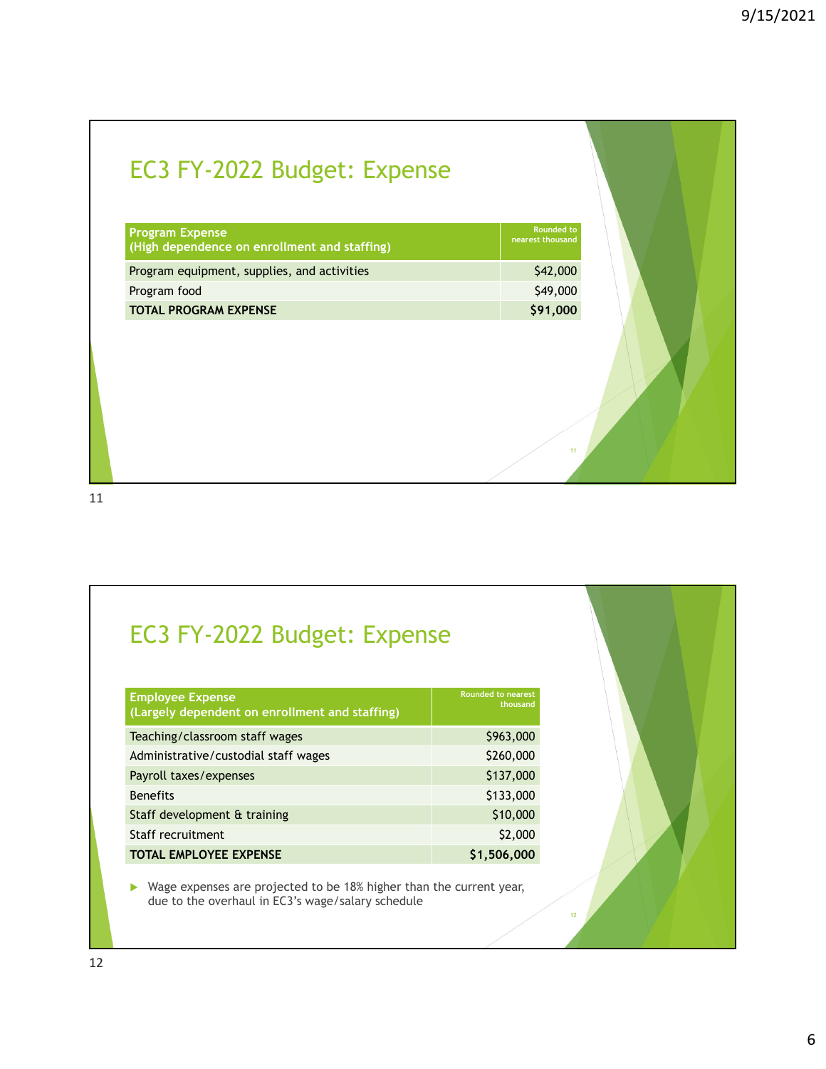## EC3 FY-2022 Budget: Expense

| Program Expense (High dependence on enrollment and staffing) | Rounded to nearest thousand |
|---|---|
| Program equipment, supplies, and activities | $42,000 |
| Program food | $49,000 |
| **TOTAL PROGRAM EXPENSE** | **$91,000** |

## EC3 FY-2022 Budget: Expense

| Employee Expense (Largely dependent on enrollment and staffing) | Rounded to nearest thousand |
|---|---|
| Teaching/classroom staff wages | $963,000 |
| Administrative/custodial staff wages | $260,000 |
| Payroll taxes/expenses | $137,000 |
| Benefits | $133,000 |
| Staff development & training | $10,000 |
| Staff recruitment | $2,000 |
| **TOTAL EMPLOYEE EXPENSE** | **$1,506,000** |

- Wage expenses are projected to be 18% higher than the current year, due to the overhaul in EC3's wage/salary schedule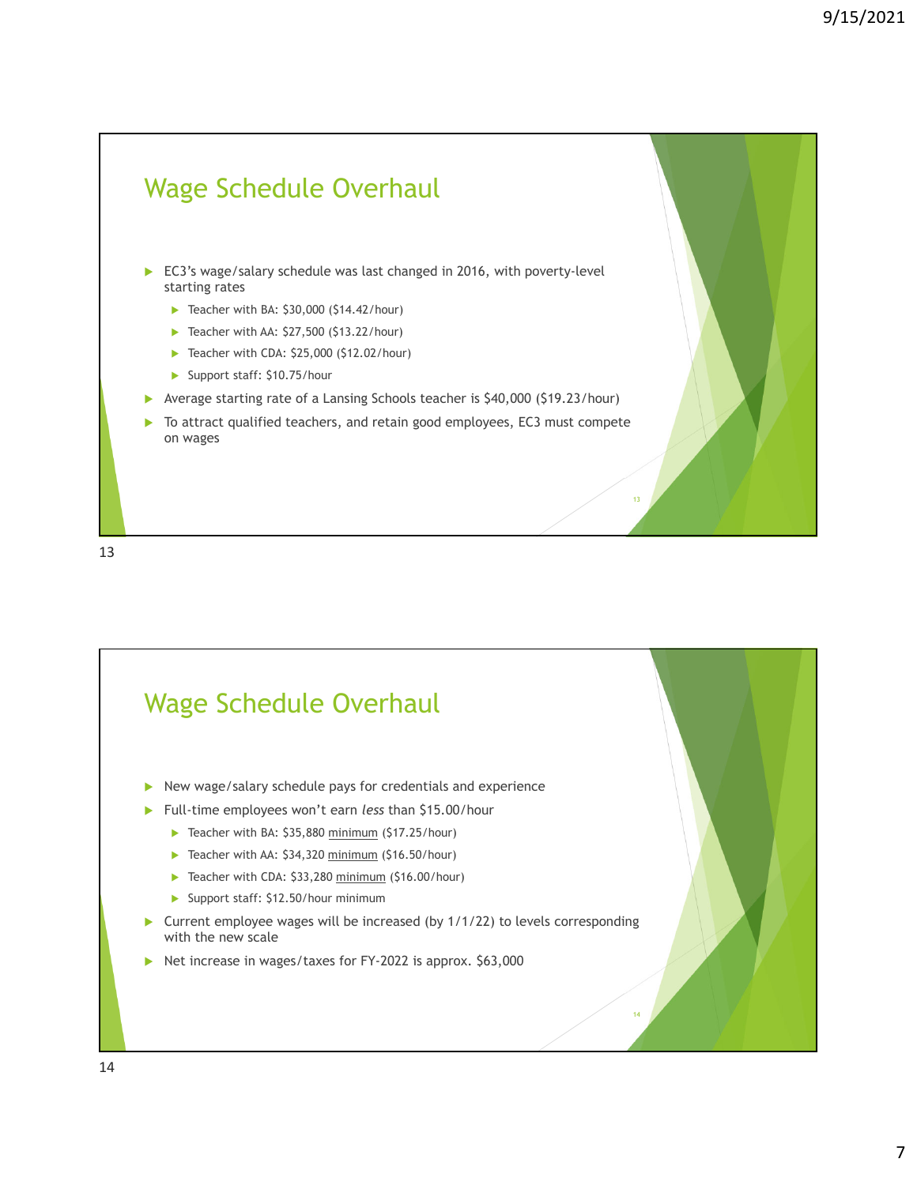## Wage Schedule Overhaul

- EC3's wage/salary schedule was last changed in 2016, with poverty-level starting rates
  - Teacher with BA: $30,000 ($14.42/hour)
  - Teacher with AA: $27,500 ($13.22/hour)
  - Teacher with CDA: $25,000 ($12.02/hour)
  - Support staff: $10.75/hour
- Average starting rate of a Lansing Schools teacher is $40,000 ($19.23/hour)
- To attract qualified teachers, and retain good employees, EC3 must compete on wages

## Wage Schedule Overhaul

- New wage/salary schedule pays for credentials and experience
- Full-time employees won't earn *less* than $15.00/hour
  - Teacher with BA: $35,880 <u>minimum</u> ($17.25/hour)
  - Teacher with AA: $34,320 <u>minimum</u> ($16.50/hour)
  - Teacher with CDA: $33,280 <u>minimum</u> ($16.00/hour)
  - Support staff: $12.50/hour minimum
- Current employee wages will be increased (by 1/1/22) to levels corresponding with the new scale
- Net increase in wages/taxes for FY-2022 is approx. $63,000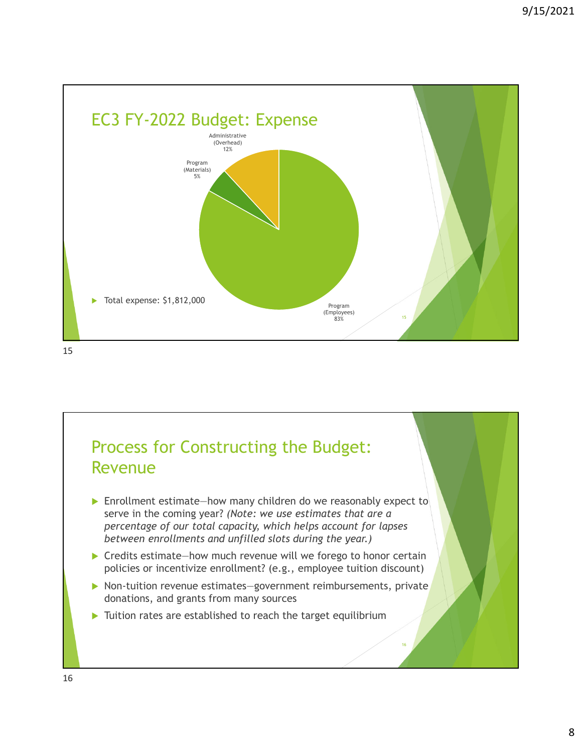## EC3 FY-2022 Budget: Expense

Administrative (Overhead) 12%

Program (Materials) 5%

Program (Employees) 83%

- Total expense: $1,812,000

## Process for Constructing the Budget: Revenue

- Enrollment estimate—how many children do we reasonably expect to serve in the coming year? *(Note: we use estimates that are a percentage of our total capacity, which helps account for lapses between enrollments and unfilled slots during the year.)*
- Credits estimate—how much revenue will we forego to honor certain policies or incentivize enrollment? (e.g., employee tuition discount)
- Non-tuition revenue estimates—government reimbursements, private donations, and grants from many sources
- Tuition rates are established to reach the target equilibrium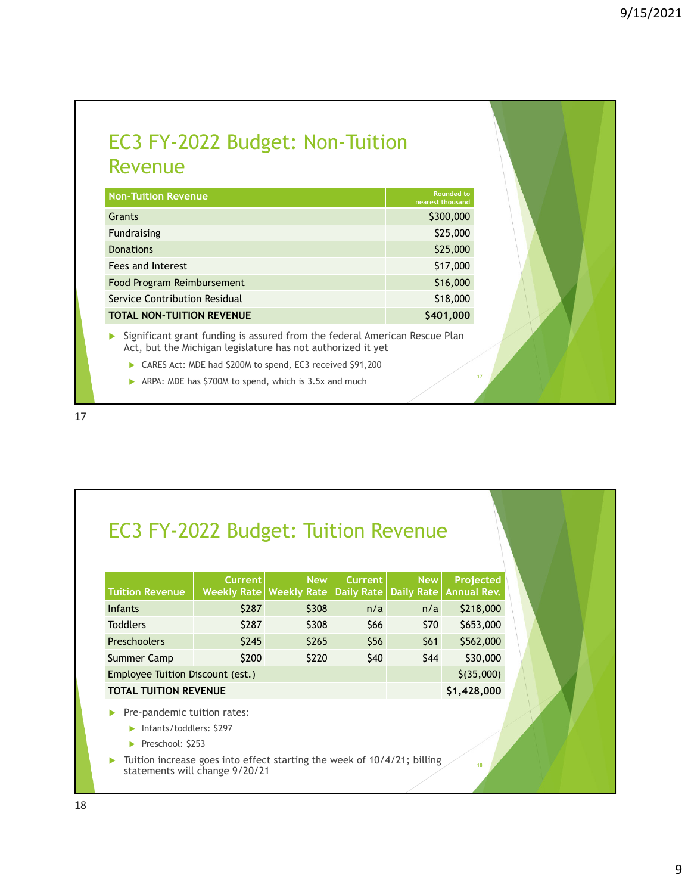## EC3 FY-2022 Budget: Non-Tuition Revenue

| Non-Tuition Revenue | Rounded to nearest thousand |
|---|---|
| Grants | $300,000 |
| Fundraising | $25,000 |
| Donations | $25,000 |
| Fees and Interest | $17,000 |
| Food Program Reimbursement | $16,000 |
| Service Contribution Residual | $18,000 |
| **TOTAL NON-TUITION REVENUE** | **$401,000** |

- Significant grant funding is assured from the federal American Rescue Plan Act, but the Michigan legislature has not authorized it yet
  - CARES Act: MDE had $200M to spend, EC3 received $91,200
  - ARPA: MDE has $700M to spend, which is 3.5x and much

## EC3 FY-2022 Budget: Tuition Revenue

| Tuition Revenue | Current Weekly Rate | New Weekly Rate | Current Daily Rate | New Daily Rate | Projected Annual Rev. |
|---|---|---|---|---|---|
| Infants | $287 | $308 | n/a | n/a | $218,000 |
| Toddlers | $287 | $308 | $66 | $70 | $653,000 |
| Preschoolers | $245 | $265 | $56 | $61 | $562,000 |
| Summer Camp | $200 | $220 | $40 | $44 | $30,000 |
| Employee Tuition Discount (est.) | | | | | $(35,000) |
| **TOTAL TUITION REVENUE** | | | | | **$1,428,000** |

- Pre-pandemic tuition rates:
  - Infants/toddlers: $297
  - Preschool: $253
- Tuition increase goes into effect starting the week of 10/4/21; billing statements will change 9/20/21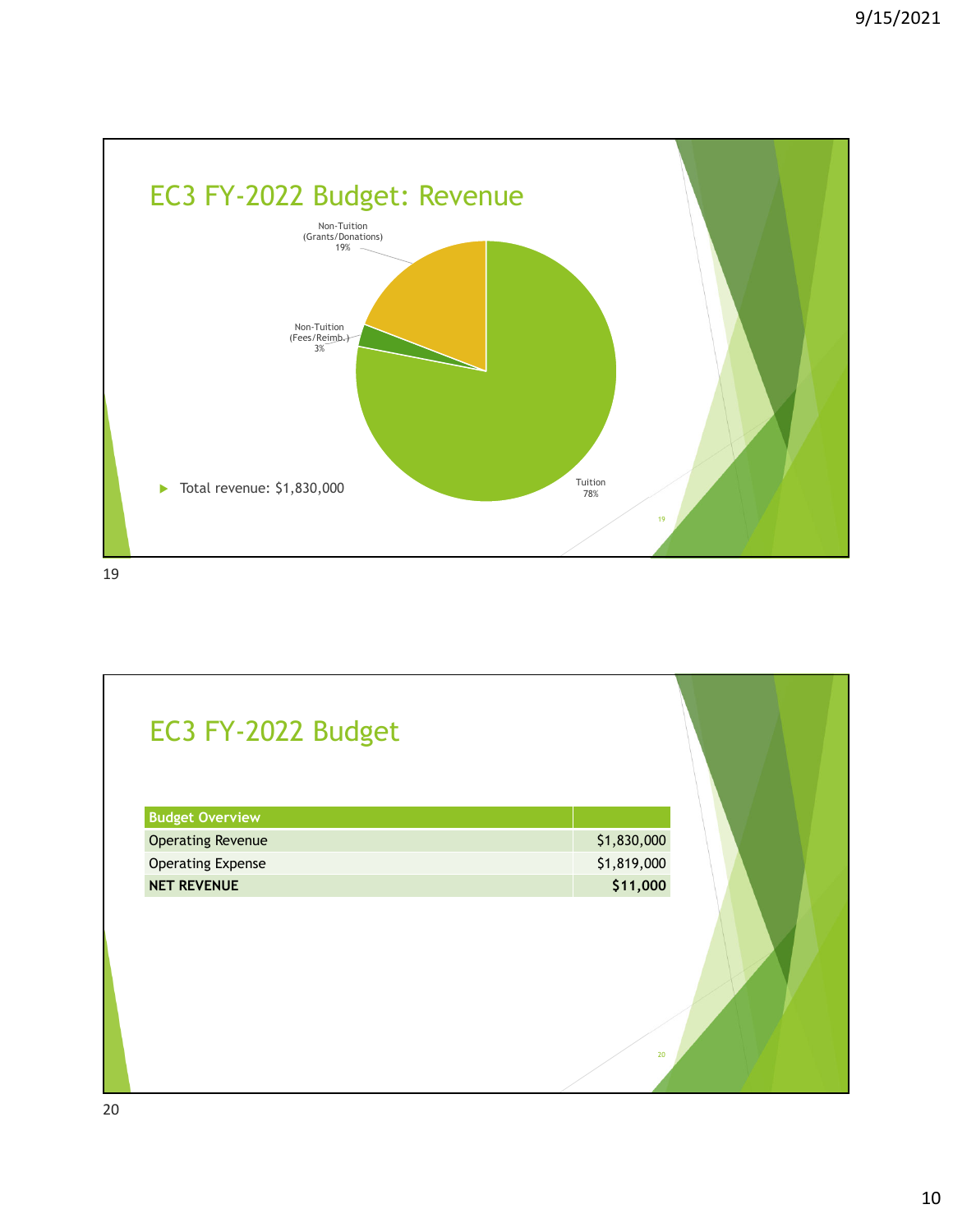# EC3 FY-2022 Budget: Revenue

Non-Tuition (Grants/Donations) 19%

Non-Tuition (Fees/Reimb.) 3%

Tuition 78%

- Total revenue: $1,830,000

# EC3 FY-2022 Budget

| Budget Overview | |
|---|---|
| Operating Revenue | $1,830,000 |
| Operating Expense | $1,819,000 |
| **NET REVENUE** | **$11,000** |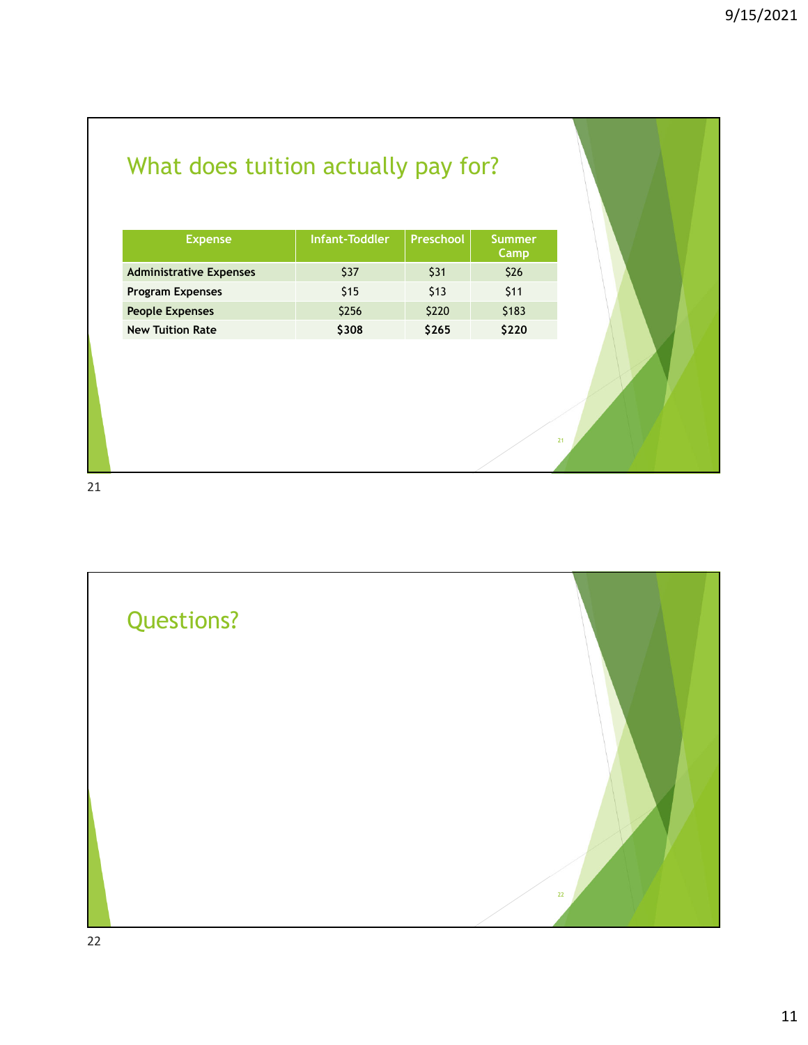## What does tuition actually pay for?

| Expense | Infant-Toddler | Preschool | Summer Camp |
|---|---|---|---|
| **Administrative Expenses** | $37 | $31 | $26 |
| **Program Expenses** | $15 | $13 | $11 |
| **People Expenses** | $256 | $220 | $183 |
| **New Tuition Rate** | **$308** | **$265** | **$220** |

## Questions?